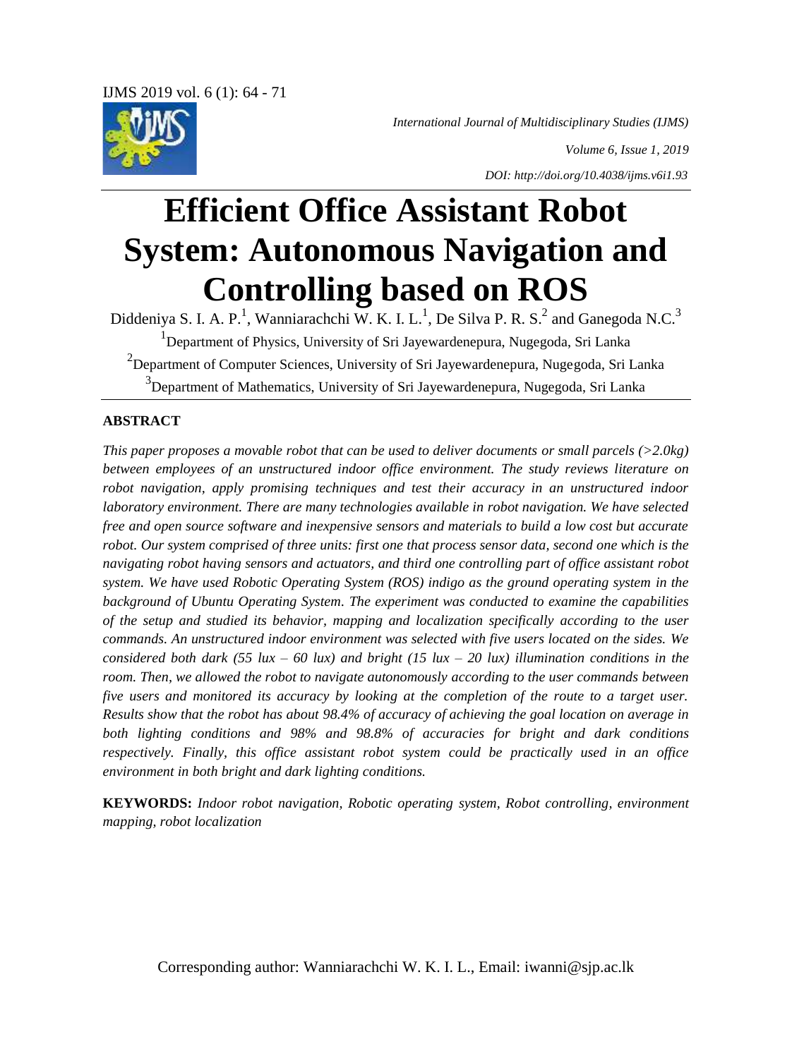*International Journal of Multidisciplinary Studies (IJMS)*

*Volume 6, Issue 1, 2019*

*DOI: http://doi.org/10.4038/ijms.v6i1.93*

# Efficient Office Assistant Robot System: Autonomous Navigation and Controlling based on ROS

Diddeniya S. I. A. P.[1], Wanniarachchi W. K. I. L.[1], De Silva P. R. S.[2] and Ganegoda N.C.[3]

[1]Department of Physics, University of Sri Jayewardenepura, Nugegoda, Sri Lanka

[2]Department of Computer Sciences, University of Sri Jayewardenepura, Nugegoda, Sri Lanka

[3]Department of Mathematics, University of Sri Jayewardenepura, Nugegoda, Sri Lanka

## ABSTRACT

*This paper proposes a movable robot that can be used to deliver documents or small parcels (>2.0kg) between employees of an unstructured indoor office environment. The study reviews literature on robot navigation, apply promising techniques and test their accuracy in an unstructured indoor laboratory environment. There are many technologies available in robot navigation. We have selected free and open source software and inexpensive sensors and materials to build a low cost but accurate robot. Our system comprised of three units: first one that process sensor data, second one which is the navigating robot having sensors and actuators, and third one controlling part of office assistant robot system. We have used Robotic Operating System (ROS) indigo as the ground operating system in the background of Ubuntu Operating System. The experiment was conducted to examine the capabilities of the setup and studied its behavior, mapping and localization specifically according to the user commands. An unstructured indoor environment was selected with five users located on the sides. We considered both dark (55 lux – 60 lux) and bright (15 lux – 20 lux) illumination conditions in the room. Then, we allowed the robot to navigate autonomously according to the user commands between five users and monitored its accuracy by looking at the completion of the route to a target user. Results show that the robot has about 98.4% of accuracy of achieving the goal location on average in both lighting conditions and 98% and 98.8% of accuracies for bright and dark conditions respectively. Finally, this office assistant robot system could be practically used in an office environment in both bright and dark lighting conditions.*

**KEYWORDS:** *Indoor robot navigation, Robotic operating system, Robot controlling, environment mapping, robot localization*

Corresponding author: Wanniarachchi W. K. I. L., Email: iwanni@sjp.ac.lk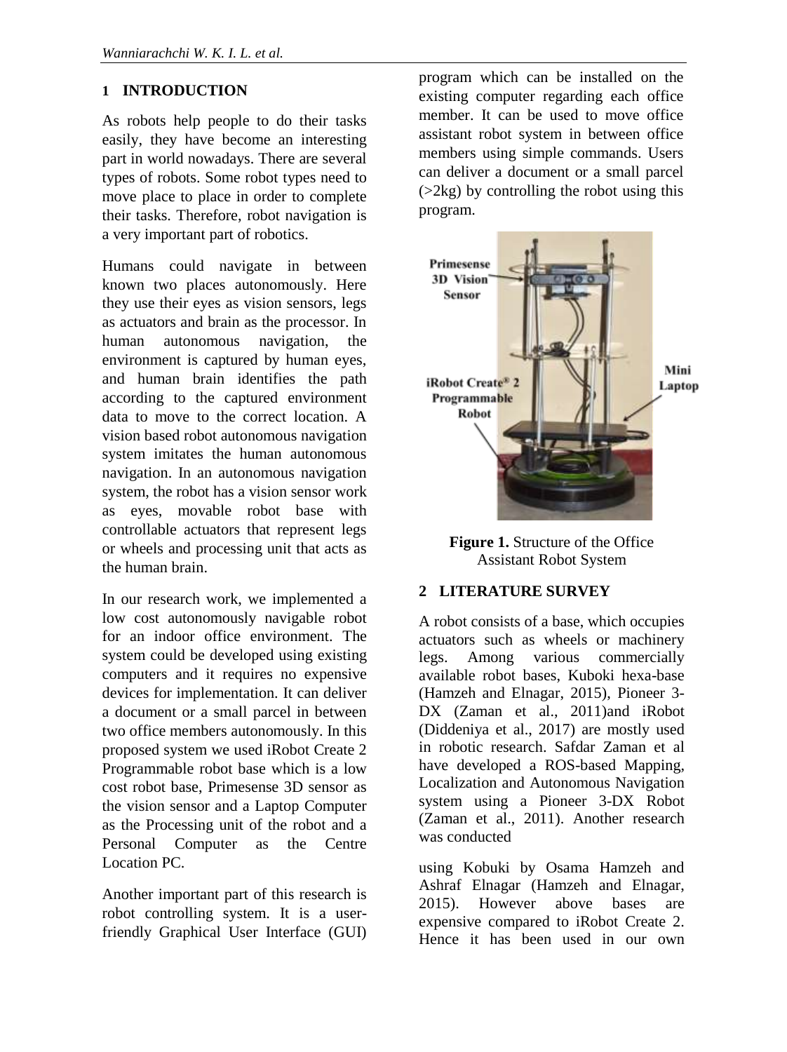## 1 INTRODUCTION

As robots help people to do their tasks easily, they have become an interesting part in world nowadays. There are several types of robots. Some robot types need to move place to place in order to complete their tasks. Therefore, robot navigation is a very important part of robotics.

Humans could navigate in between known two places autonomously. Here they use their eyes as vision sensors, legs as actuators and brain as the processor. In human autonomous navigation, the environment is captured by human eyes, and human brain identifies the path according to the captured environment data to move to the correct location. A vision based robot autonomous navigation system imitates the human autonomous navigation. In an autonomous navigation system, the robot has a vision sensor work as eyes, movable robot base with controllable actuators that represent legs or wheels and processing unit that acts as the human brain.

In our research work, we implemented a low cost autonomously navigable robot for an indoor office environment. The system could be developed using existing computers and it requires no expensive devices for implementation. It can deliver a document or a small parcel in between two office members autonomously. In this proposed system we used iRobot Create 2 Programmable robot base which is a low cost robot base, Primesense 3D sensor as the vision sensor and a Laptop Computer as the Processing unit of the robot and a Personal Computer as the Centre Location PC.

Another important part of this research is robot controlling system. It is a user-friendly Graphical User Interface (GUI) program which can be installed on the existing computer regarding each office member. It can be used to move office assistant robot system in between office members using simple commands. Users can deliver a document or a small parcel (>2kg) by controlling the robot using this program.

**Figure 1.** Structure of the Office Assistant Robot System

## 2 LITERATURE SURVEY

A robot consists of a base, which occupies actuators such as wheels or machinery legs. Among various commercially available robot bases, Kuboki hexa-base (Hamzeh and Elnagar, 2015), Pioneer 3-DX (Zaman et al., 2011)and iRobot (Diddeniya et al., 2017) are mostly used in robotic research. Safdar Zaman et al have developed a ROS-based Mapping, Localization and Autonomous Navigation system using a Pioneer 3-DX Robot (Zaman et al., 2011). Another research was conducted

using Kobuki by Osama Hamzeh and Ashraf Elnagar (Hamzeh and Elnagar, 2015). However above bases are expensive compared to iRobot Create 2. Hence it has been used in our own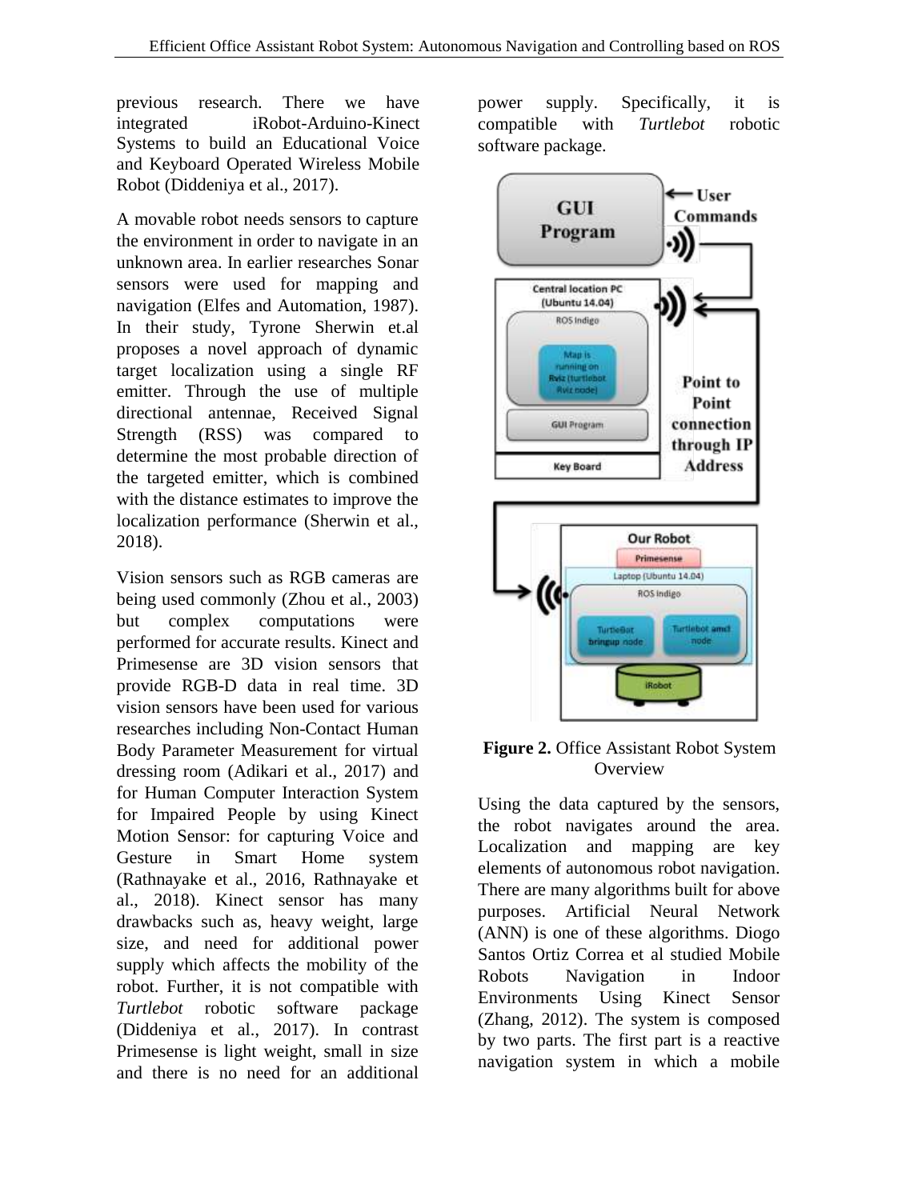previous research. There we have integrated iRobot-Arduino-Kinect Systems to build an Educational Voice and Keyboard Operated Wireless Mobile Robot (Diddeniya et al., 2017).

A movable robot needs sensors to capture the environment in order to navigate in an unknown area. In earlier researches Sonar sensors were used for mapping and navigation (Elfes and Automation, 1987). In their study, Tyrone Sherwin et.al proposes a novel approach of dynamic target localization using a single RF emitter. Through the use of multiple directional antennae, Received Signal Strength (RSS) was compared to determine the most probable direction of the targeted emitter, which is combined with the distance estimates to improve the localization performance (Sherwin et al., 2018).

Vision sensors such as RGB cameras are being used commonly (Zhou et al., 2003) but complex computations were performed for accurate results. Kinect and Primesense are 3D vision sensors that provide RGB-D data in real time. 3D vision sensors have been used for various researches including Non-Contact Human Body Parameter Measurement for virtual dressing room (Adikari et al., 2017) and for Human Computer Interaction System for Impaired People by using Kinect Motion Sensor: for capturing Voice and Gesture in Smart Home system (Rathnayake et al., 2016, Rathnayake et al., 2018). Kinect sensor has many drawbacks such as, heavy weight, large size, and need for additional power supply which affects the mobility of the robot. Further, it is not compatible with *Turtlebot* robotic software package (Diddeniya et al., 2017). In contrast Primesense is light weight, small in size and there is no need for an additional power supply. Specifically, it is compatible with *Turtlebot* robotic software package.

**Figure 2.** Office Assistant Robot System Overview

Using the data captured by the sensors, the robot navigates around the area. Localization and mapping are key elements of autonomous robot navigation. There are many algorithms built for above purposes. Artificial Neural Network (ANN) is one of these algorithms. Diogo Santos Ortiz Correa et al studied Mobile Robots Navigation in Indoor Environments Using Kinect Sensor (Zhang, 2012). The system is composed by two parts. The first part is a reactive navigation system in which a mobile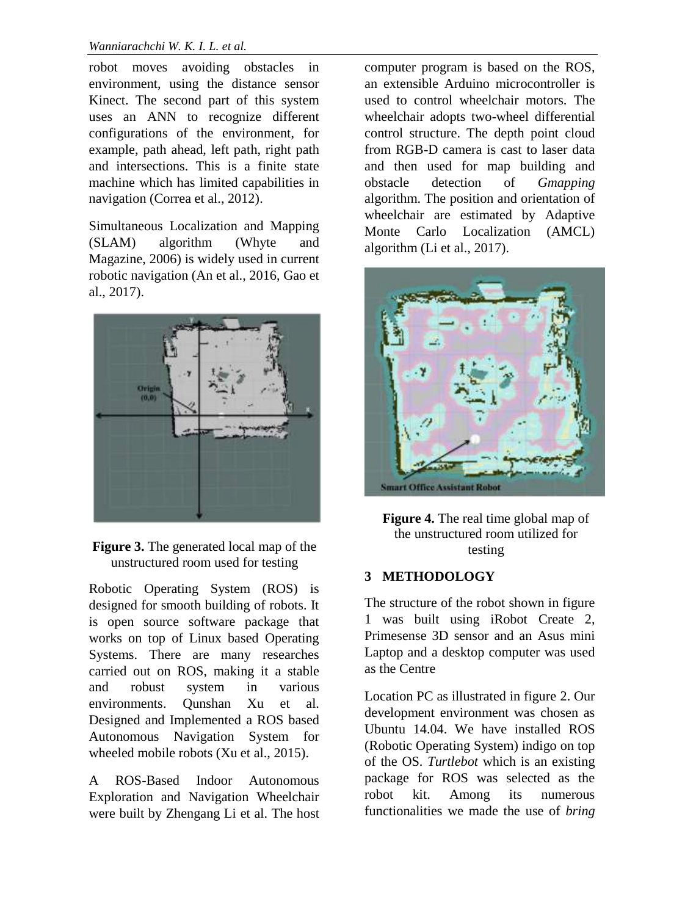robot moves avoiding obstacles in environment, using the distance sensor Kinect. The second part of this system uses an ANN to recognize different configurations of the environment, for example, path ahead, left path, right path and intersections. This is a finite state machine which has limited capabilities in navigation (Correa et al., 2012).

Simultaneous Localization and Mapping (SLAM) algorithm (Whyte and Magazine, 2006) is widely used in current robotic navigation (An et al., 2016, Gao et al., 2017).

**Figure 3.** The generated local map of the unstructured room used for testing

Robotic Operating System (ROS) is designed for smooth building of robots. It is open source software package that works on top of Linux based Operating Systems. There are many researches carried out on ROS, making it a stable and robust system in various environments. Qunshan Xu et al. Designed and Implemented a ROS based Autonomous Navigation System for wheeled mobile robots (Xu et al., 2015).

A ROS-Based Indoor Autonomous Exploration and Navigation Wheelchair were built by Zhengang Li et al. The host computer program is based on the ROS, an extensible Arduino microcontroller is used to control wheelchair motors. The wheelchair adopts two-wheel differential control structure. The depth point cloud from RGB-D camera is cast to laser data and then used for map building and obstacle detection of *Gmapping* algorithm. The position and orientation of wheelchair are estimated by Adaptive Monte Carlo Localization (AMCL) algorithm (Li et al., 2017).

**Figure 4.** The real time global map of the unstructured room utilized for testing

## 3 METHODOLOGY

The structure of the robot shown in figure 1 was built using iRobot Create 2, Primesense 3D sensor and an Asus mini Laptop and a desktop computer was used as the Centre

Location PC as illustrated in figure 2. Our development environment was chosen as Ubuntu 14.04. We have installed ROS (Robotic Operating System) indigo on top of the OS. *Turtlebot* which is an existing package for ROS was selected as the robot kit. Among its numerous functionalities we made the use of *bring*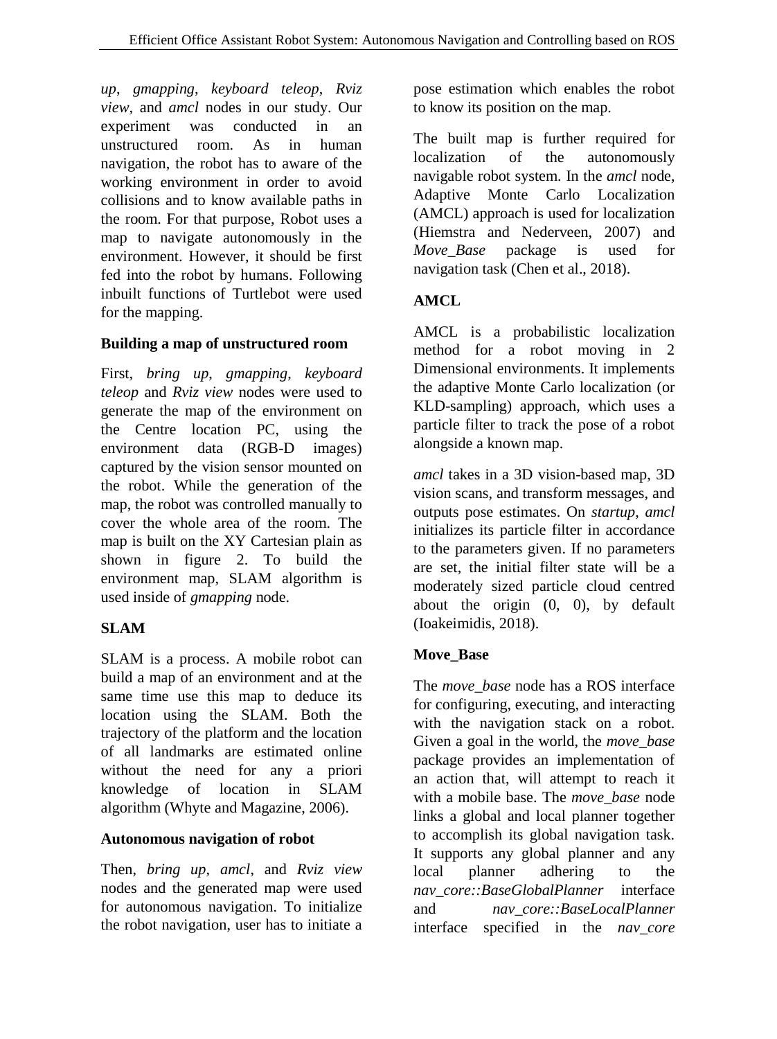*up*, *gmapping*, *keyboard teleop*, *Rviz view*, and *amcl* nodes in our study. Our experiment was conducted in an unstructured room. As in human navigation, the robot has to aware of the working environment in order to avoid collisions and to know available paths in the room. For that purpose, Robot uses a map to navigate autonomously in the environment. However, it should be first fed into the robot by humans. Following inbuilt functions of Turtlebot were used for the mapping.

### Building a map of unstructured room

First, *bring up*, *gmapping*, *keyboard teleop* and *Rviz view* nodes were used to generate the map of the environment on the Centre location PC, using the environment data (RGB-D images) captured by the vision sensor mounted on the robot. While the generation of the map, the robot was controlled manually to cover the whole area of the room. The map is built on the XY Cartesian plain as shown in figure 2. To build the environment map, SLAM algorithm is used inside of *gmapping* node.

### SLAM

SLAM is a process. A mobile robot can build a map of an environment and at the same time use this map to deduce its location using the SLAM. Both the trajectory of the platform and the location of all landmarks are estimated online without the need for any a priori knowledge of location in SLAM algorithm (Whyte and Magazine, 2006).

### Autonomous navigation of robot

Then, *bring up*, *amcl*, and *Rviz view* nodes and the generated map were used for autonomous navigation. To initialize the robot navigation, user has to initiate a pose estimation which enables the robot to know its position on the map.

The built map is further required for localization of the autonomously navigable robot system. In the *amcl* node, Adaptive Monte Carlo Localization (AMCL) approach is used for localization (Hiemstra and Nederveen, 2007) and *Move_Base* package is used for navigation task (Chen et al., 2018).

### AMCL

AMCL is a probabilistic localization method for a robot moving in 2 Dimensional environments. It implements the adaptive Monte Carlo localization (or KLD-sampling) approach, which uses a particle filter to track the pose of a robot alongside a known map.

*amcl* takes in a 3D vision-based map, 3D vision scans, and transform messages, and outputs pose estimates. On *startup*, *amcl* initializes its particle filter in accordance to the parameters given. If no parameters are set, the initial filter state will be a moderately sized particle cloud centred about the origin (0, 0), by default (Ioakeimidis, 2018).

### Move_Base

The *move_base* node has a ROS interface for configuring, executing, and interacting with the navigation stack on a robot. Given a goal in the world, the *move_base* package provides an implementation of an action that, will attempt to reach it with a mobile base. The *move_base* node links a global and local planner together to accomplish its global navigation task. It supports any global planner and any local planner adhering to the *nav_core::BaseGlobalPlanner* interface and *nav_core::BaseLocalPlanner* interface specified in the *nav_core*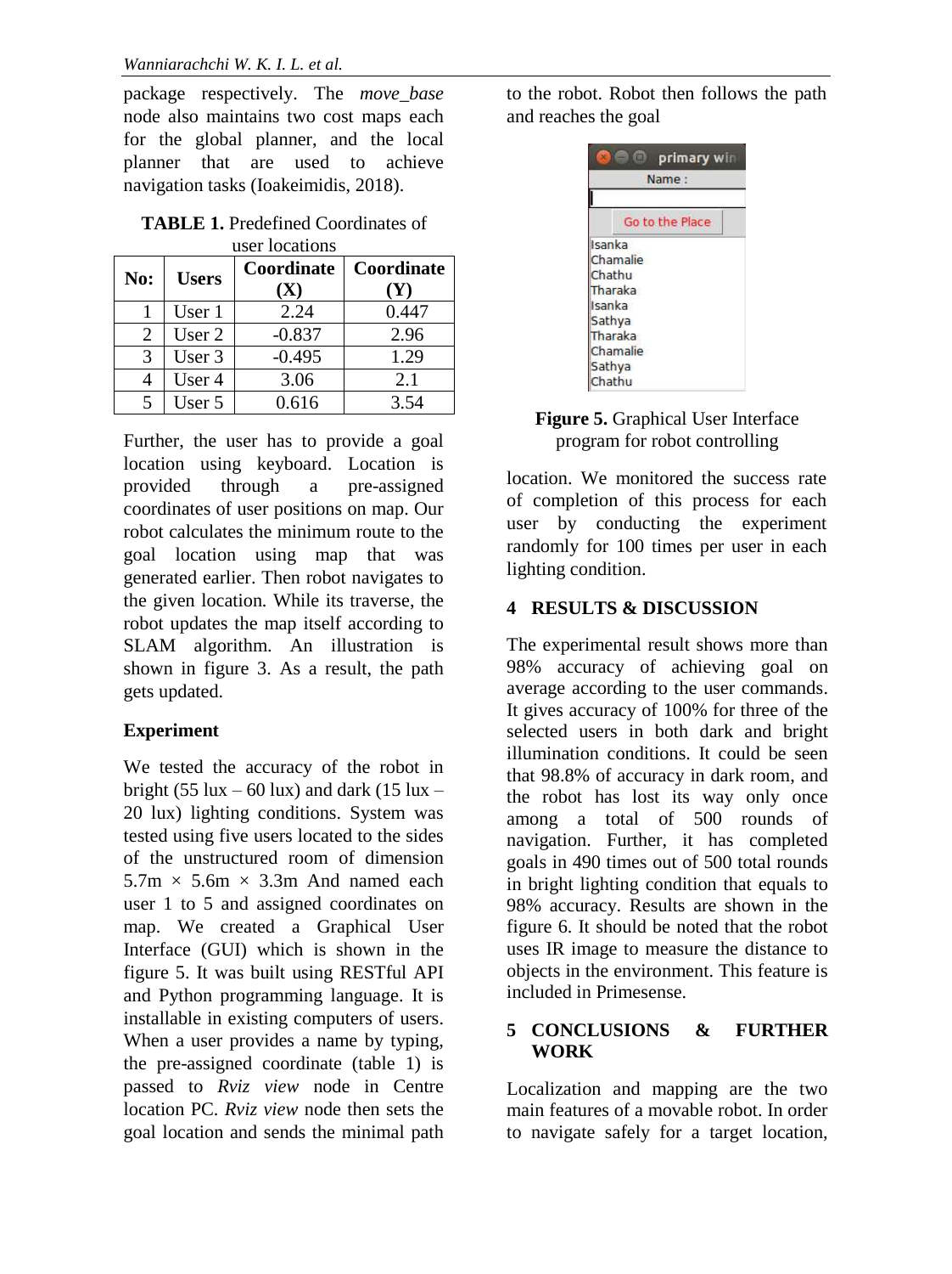package respectively. The *move_base* node also maintains two cost maps each for the global planner, and the local planner that are used to achieve navigation tasks (Ioakeimidis, 2018).

**TABLE 1.** Predefined Coordinates of user locations

| No: | Users | Coordinate (X) | Coordinate (Y) |
|---|---|---|---|
| 1 | User 1 | 2.24 | 0.447 |
| 2 | User 2 | -0.837 | 2.96 |
| 3 | User 3 | -0.495 | 1.29 |
| 4 | User 4 | 3.06 | 2.1 |
| 5 | User 5 | 0.616 | 3.54 |

Further, the user has to provide a goal location using keyboard. Location is provided through a pre-assigned coordinates of user positions on map. Our robot calculates the minimum route to the goal location using map that was generated earlier. Then robot navigates to the given location. While its traverse, the robot updates the map itself according to SLAM algorithm. An illustration is shown in figure 3. As a result, the path gets updated.

### Experiment

We tested the accuracy of the robot in bright (55 lux – 60 lux) and dark (15 lux – 20 lux) lighting conditions. System was tested using five users located to the sides of the unstructured room of dimension 5.7m × 5.6m × 3.3m And named each user 1 to 5 and assigned coordinates on map. We created a Graphical User Interface (GUI) which is shown in the figure 5. It was built using RESTful API and Python programming language. It is installable in existing computers of users. When a user provides a name by typing, the pre-assigned coordinate (table 1) is passed to *Rviz view* node in Centre location PC. *Rviz view* node then sets the goal location and sends the minimal path to the robot. Robot then follows the path and reaches the goal

**Figure 5.** Graphical User Interface program for robot controlling

location. We monitored the success rate of completion of this process for each user by conducting the experiment randomly for 100 times per user in each lighting condition.

## 4 RESULTS & DISCUSSION

The experimental result shows more than 98% accuracy of achieving goal on average according to the user commands. It gives accuracy of 100% for three of the selected users in both dark and bright illumination conditions. It could be seen that 98.8% of accuracy in dark room, and the robot has lost its way only once among a total of 500 rounds of navigation. Further, it has completed goals in 490 times out of 500 total rounds in bright lighting condition that equals to 98% accuracy. Results are shown in the figure 6. It should be noted that the robot uses IR image to measure the distance to objects in the environment. This feature is included in Primesense.

## 5 CONCLUSIONS & FURTHER WORK

Localization and mapping are the two main features of a movable robot. In order to navigate safely for a target location,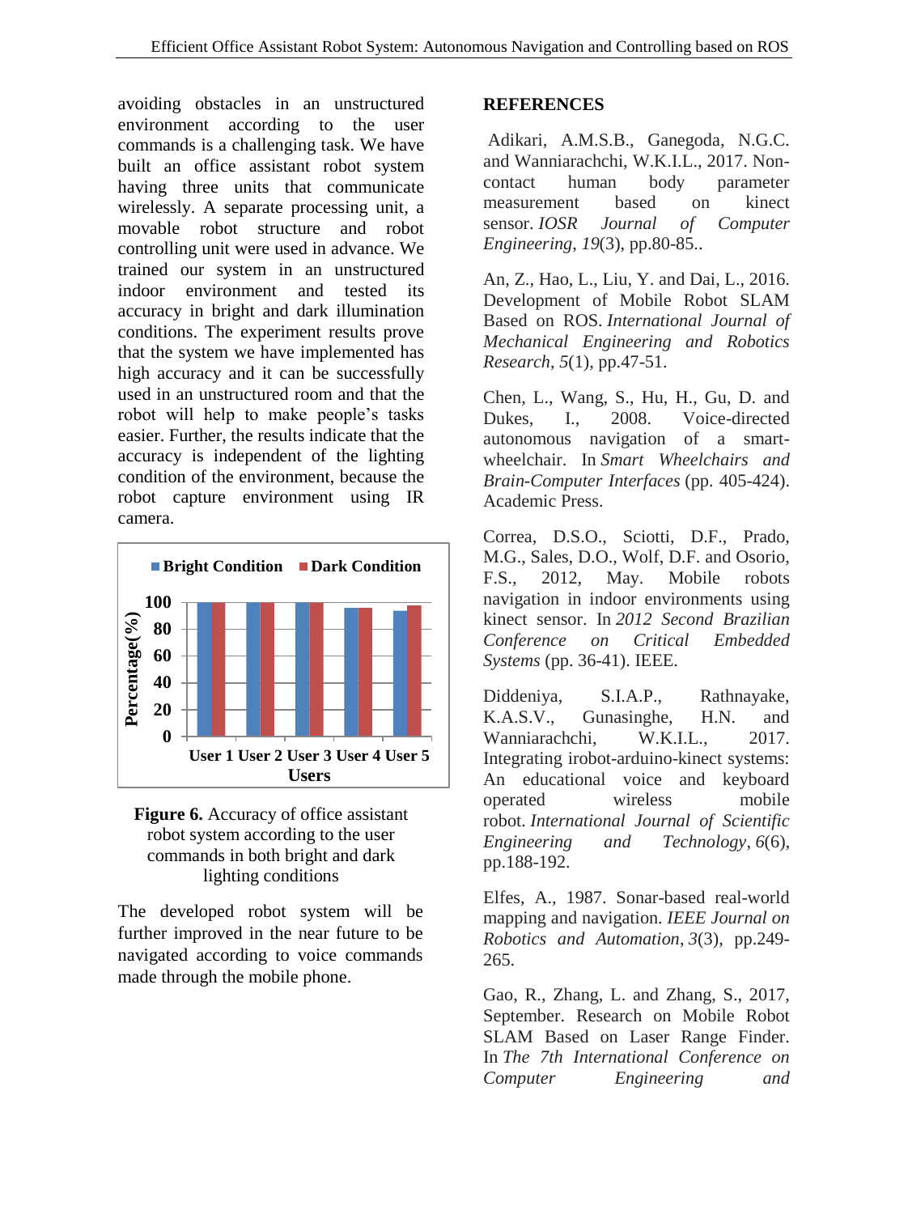avoiding obstacles in an unstructured environment according to the user commands is a challenging task. We have built an office assistant robot system having three units that communicate wirelessly. A separate processing unit, a movable robot structure and robot controlling unit were used in advance. We trained our system in an unstructured indoor environment and tested its accuracy in bright and dark illumination conditions. The experiment results prove that the system we have implemented has high accuracy and it can be successfully used in an unstructured room and that the robot will help to make people's tasks easier. Further, the results indicate that the accuracy is independent of the lighting condition of the environment, because the robot capture environment using IR camera.

**Figure 6.** Accuracy of office assistant robot system according to the user commands in both bright and dark lighting conditions

The developed robot system will be further improved in the near future to be navigated according to voice commands made through the mobile phone.

## REFERENCES

Adikari, A.M.S.B., Ganegoda, N.G.C. and Wanniarachchi, W.K.I.L., 2017. Non-contact human body parameter measurement based on kinect sensor. *IOSR Journal of Computer Engineering*, *19*(3), pp.80-85..

An, Z., Hao, L., Liu, Y. and Dai, L., 2016. Development of Mobile Robot SLAM Based on ROS. *International Journal of Mechanical Engineering and Robotics Research*, *5*(1), pp.47-51.

Chen, L., Wang, S., Hu, H., Gu, D. and Dukes, I., 2008. Voice-directed autonomous navigation of a smart-wheelchair. In *Smart Wheelchairs and Brain-Computer Interfaces* (pp. 405-424). Academic Press.

Correa, D.S.O., Sciotti, D.F., Prado, M.G., Sales, D.O., Wolf, D.F. and Osorio, F.S., 2012, May. Mobile robots navigation in indoor environments using kinect sensor. In *2012 Second Brazilian Conference on Critical Embedded Systems* (pp. 36-41). IEEE.

Diddeniya, S.I.A.P., Rathnayake, K.A.S.V., Gunasinghe, H.N. and Wanniarachchi, W.K.I.L., 2017. Integrating irobot-arduino-kinect systems: An educational voice and keyboard operated wireless mobile robot. *International Journal of Scientific Engineering and Technology*, *6*(6), pp.188-192.

Elfes, A., 1987. Sonar-based real-world mapping and navigation. *IEEE Journal on Robotics and Automation*, *3*(3), pp.249-265.

Gao, R., Zhang, L. and Zhang, S., 2017, September. Research on Mobile Robot SLAM Based on Laser Range Finder. In *The 7th International Conference on Computer Engineering and*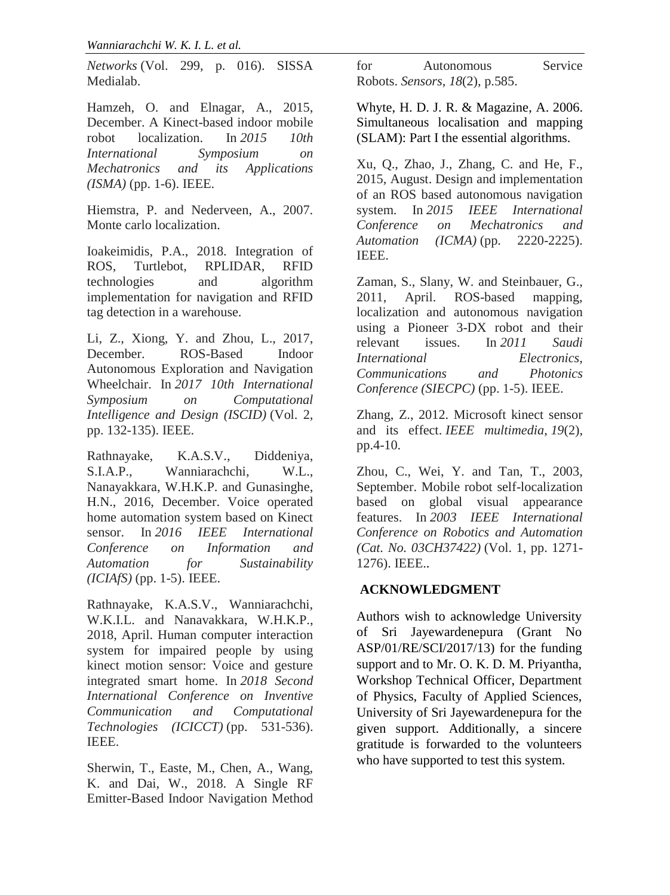*Networks* (Vol. 299, p. 016). SISSA Medialab.

Hamzeh, O. and Elnagar, A., 2015, December. A Kinect-based indoor mobile robot localization. In *2015 10th International Symposium on Mechatronics and its Applications (ISMA)* (pp. 1-6). IEEE.

Hiemstra, P. and Nederveen, A., 2007. Monte carlo localization.

Ioakeimidis, P.A., 2018. Integration of ROS, Turtlebot, RPLIDAR, RFID technologies and algorithm implementation for navigation and RFID tag detection in a warehouse.

Li, Z., Xiong, Y. and Zhou, L., 2017, December. ROS-Based Indoor Autonomous Exploration and Navigation Wheelchair. In *2017 10th International Symposium on Computational Intelligence and Design (ISCID)* (Vol. 2, pp. 132-135). IEEE.

Rathnayake, K.A.S.V., Diddeniya, S.I.A.P., Wanniarachchi, W.L., Nanayakkara, W.H.K.P. and Gunasinghe, H.N., 2016, December. Voice operated home automation system based on Kinect sensor. In *2016 IEEE International Conference on Information and Automation for Sustainability (ICIAfS)* (pp. 1-5). IEEE.

Rathnayake, K.A.S.V., Wanniarachchi, W.K.I.L. and Nanavakkara, W.H.K.P., 2018, April. Human computer interaction system for impaired people by using kinect motion sensor: Voice and gesture integrated smart home. In *2018 Second International Conference on Inventive Communication and Computational Technologies (ICICCT)* (pp. 531-536). IEEE.

Sherwin, T., Easte, M., Chen, A., Wang, K. and Dai, W., 2018. A Single RF Emitter-Based Indoor Navigation Method for Autonomous Service Robots. *Sensors*, *18*(2), p.585.

Whyte, H. D. J. R. & Magazine, A. 2006. Simultaneous localisation and mapping (SLAM): Part I the essential algorithms.

Xu, Q., Zhao, J., Zhang, C. and He, F., 2015, August. Design and implementation of an ROS based autonomous navigation system. In *2015 IEEE International Conference on Mechatronics and Automation (ICMA)* (pp. 2220-2225). IEEE.

Zaman, S., Slany, W. and Steinbauer, G., 2011, April. ROS-based mapping, localization and autonomous navigation using a Pioneer 3-DX robot and their relevant issues. In *2011 Saudi International Electronics, Communications and Photonics Conference (SIECPC)* (pp. 1-5). IEEE.

Zhang, Z., 2012. Microsoft kinect sensor and its effect. *IEEE multimedia*, *19*(2), pp.4-10.

Zhou, C., Wei, Y. and Tan, T., 2003, September. Mobile robot self-localization based on global visual appearance features. In *2003 IEEE International Conference on Robotics and Automation (Cat. No. 03CH37422)* (Vol. 1, pp. 1271-1276). IEEE..

## ACKNOWLEDGMENT

Authors wish to acknowledge University of Sri Jayewardenepura (Grant No ASP/01/RE/SCI/2017/13) for the funding support and to Mr. O. K. D. M. Priyantha, Workshop Technical Officer, Department of Physics, Faculty of Applied Sciences, University of Sri Jayewardenepura for the given support. Additionally, a sincere gratitude is forwarded to the volunteers who have supported to test this system.